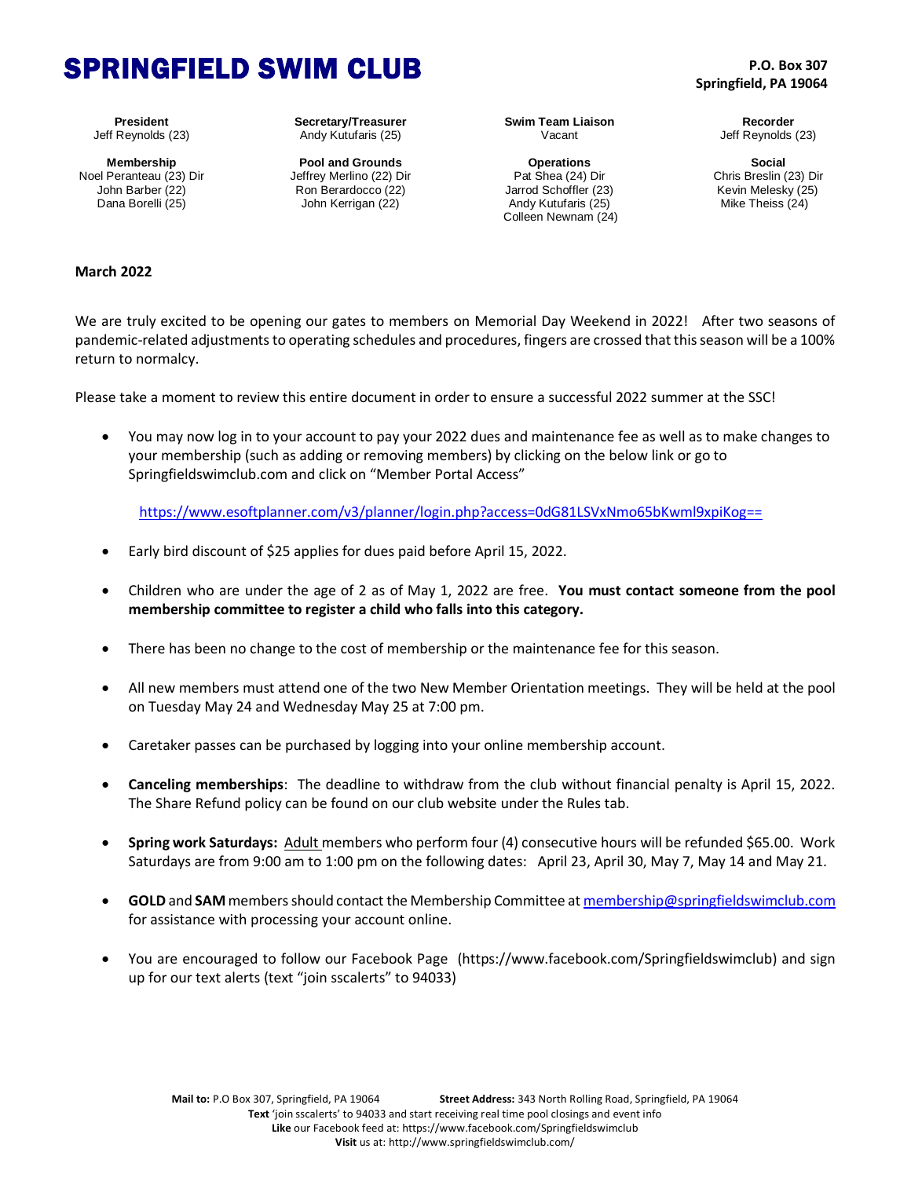# SPRINGFIELD SWIM CLUB

**P.O. Box 307**
**Springfield, PA 19064**

**President**
Jeff Reynolds (23)

**Secretary/Treasurer**
Andy Kutufaris (25)

**Swim Team Liaison**
Vacant

**Recorder**
Jeff Reynolds (23)

**Membership**
Noel Peranteau (23) Dir
John Barber (22)
Dana Borelli (25)

**Pool and Grounds**
Jeffrey Merlino (22) Dir
Ron Berardocco (22)
John Kerrigan (22)

**Operations**
Pat Shea (24) Dir
Jarrod Schoffler (23)
Andy Kutufaris (25)
Colleen Newnam (24)

**Social**
Chris Breslin (23) Dir
Kevin Melesky (25)
Mike Theiss (24)

**March 2022**

We are truly excited to be opening our gates to members on Memorial Day Weekend in 2022! After two seasons of pandemic-related adjustments to operating schedules and procedures, fingers are crossed that this season will be a 100% return to normalcy.

Please take a moment to review this entire document in order to ensure a successful 2022 summer at the SSC!

- You may now log in to your account to pay your 2022 dues and maintenance fee as well as to make changes to your membership (such as adding or removing members) by clicking on the below link or go to Springfieldswimclub.com and click on "Member Portal Access"

  https://www.esoftplanner.com/v3/planner/login.php?access=0dG81LSVxNmo65bKwml9xpiKog==

- Early bird discount of $25 applies for dues paid before April 15, 2022.

- Children who are under the age of 2 as of May 1, 2022 are free. **You must contact someone from the pool membership committee to register a child who falls into this category.**

- There has been no change to the cost of membership or the maintenance fee for this season.

- All new members must attend one of the two New Member Orientation meetings. They will be held at the pool on Tuesday May 24 and Wednesday May 25 at 7:00 pm.

- Caretaker passes can be purchased by logging into your online membership account.

- **Canceling memberships**: The deadline to withdraw from the club without financial penalty is April 15, 2022. The Share Refund policy can be found on our club website under the Rules tab.

- **Spring work Saturdays:** Adult members who perform four (4) consecutive hours will be refunded $65.00. Work Saturdays are from 9:00 am to 1:00 pm on the following dates: April 23, April 30, May 7, May 14 and May 21.

- **GOLD** and **SAM** members should contact the Membership Committee at membership@springfieldswimclub.com for assistance with processing your account online.

- You are encouraged to follow our Facebook Page (https://www.facebook.com/Springfieldswimclub) and sign up for our text alerts (text "join sscalerts" to 94033)

**Mail to:** P.O Box 307, Springfield, PA 19064 **Street Address:** 343 North Rolling Road, Springfield, PA 19064
**Text** 'join sscalerts' to 94033 and start receiving real time pool closings and event info
**Like** our Facebook feed at: https://www.facebook.com/Springfieldswimclub
**Visit** us at: http://www.springfieldswimclub.com/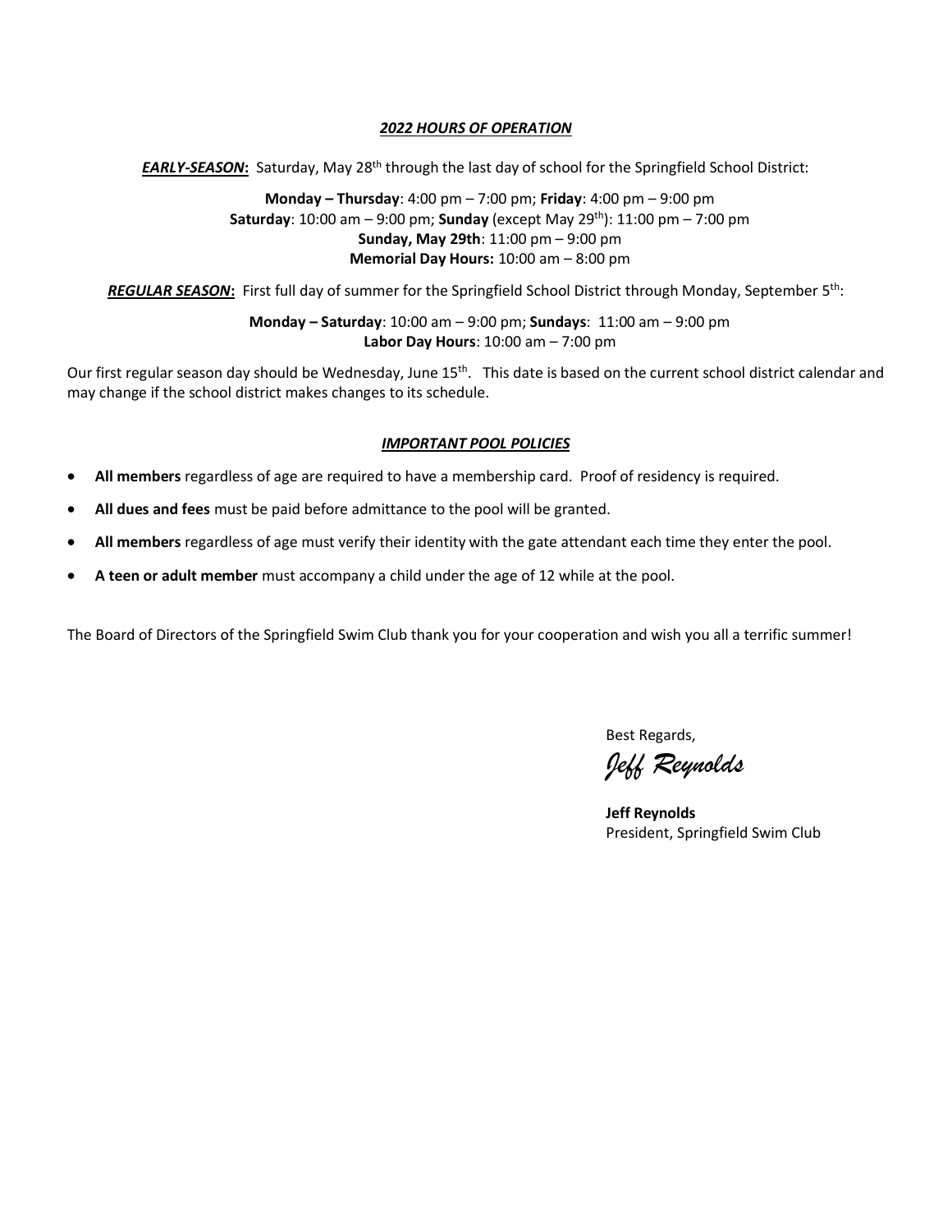***2022 HOURS OF OPERATION***

***EARLY-SEASON*:** Saturday, May 28th through the last day of school for the Springfield School District:

**Monday – Thursday**: 4:00 pm – 7:00 pm; **Friday**: 4:00 pm – 9:00 pm
**Saturday**: 10:00 am – 9:00 pm; **Sunday** (except May 29th): 11:00 pm – 7:00 pm
**Sunday, May 29th**: 11:00 pm – 9:00 pm
**Memorial Day Hours:** 10:00 am – 8:00 pm

***REGULAR SEASON*:** First full day of summer for the Springfield School District through Monday, September 5th:

**Monday – Saturday**: 10:00 am – 9:00 pm; **Sundays**: 11:00 am – 9:00 pm
**Labor Day Hours**: 10:00 am – 7:00 pm

Our first regular season day should be Wednesday, June 15th. This date is based on the current school district calendar and may change if the school district makes changes to its schedule.

***IMPORTANT POOL POLICIES***

- **All members** regardless of age are required to have a membership card. Proof of residency is required.
- **All dues and fees** must be paid before admittance to the pool will be granted.
- **All members** regardless of age must verify their identity with the gate attendant each time they enter the pool.
- **A teen or adult member** must accompany a child under the age of 12 while at the pool.

The Board of Directors of the Springfield Swim Club thank you for your cooperation and wish you all a terrific summer!

Best Regards,

*Jeff Reynolds*

**Jeff Reynolds**
President, Springfield Swim Club